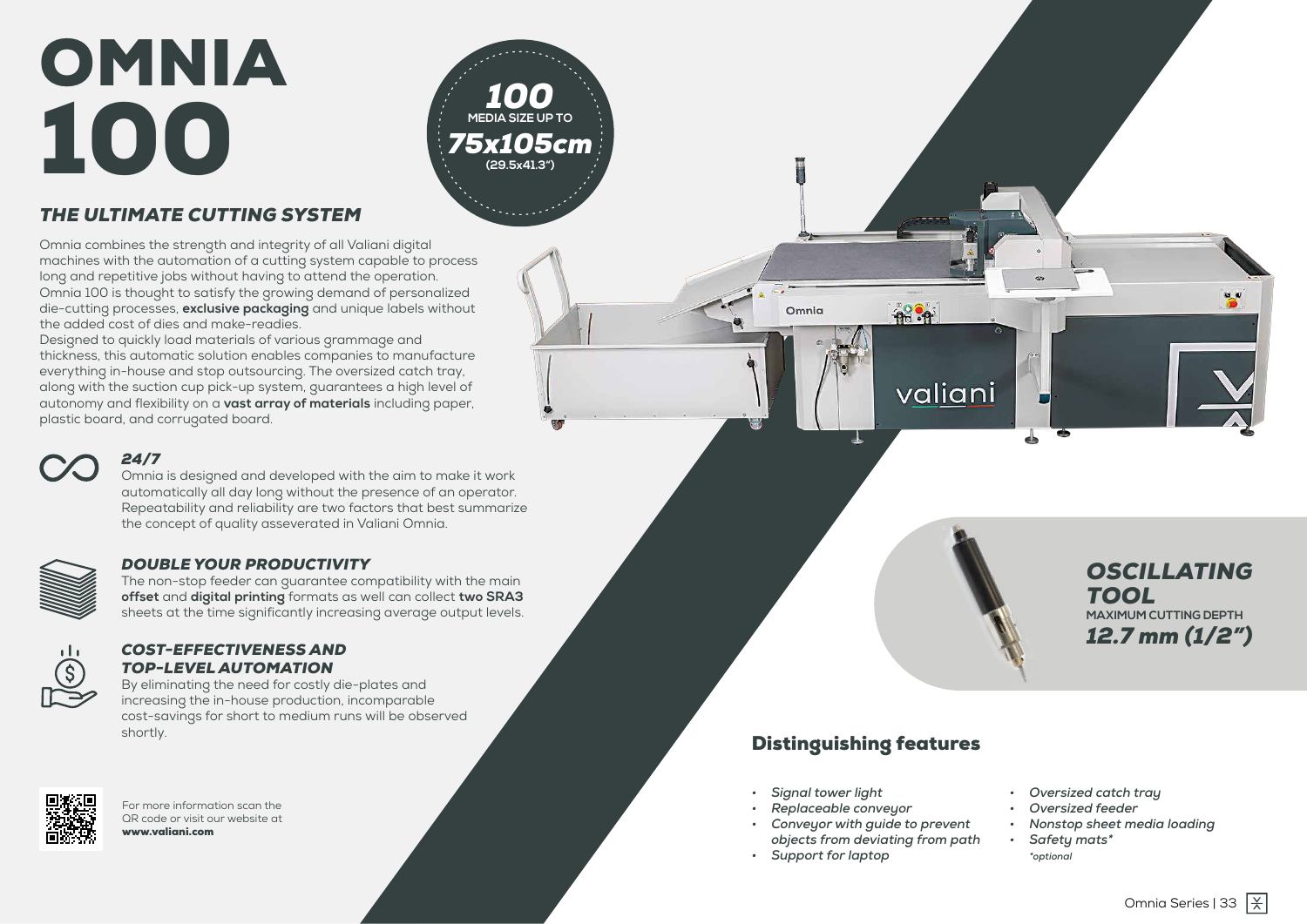# OMNIA 100

**100**
MEDIA SIZE UP TO
***75x105cm***
(29.5x41.3")

## *THE ULTIMATE CUTTING SYSTEM*

Omnia combines the strength and integrity of all Valiani digital machines with the automation of a cutting system capable to process long and repetitive jobs without having to attend the operation. Omnia 100 is thought to satisfy the growing demand of personalized die-cutting processes, **exclusive packaging** and unique labels without the added cost of dies and make-readies.
Designed to quickly load materials of various grammage and thickness, this automatic solution enables companies to manufacture everything in-house and stop outsourcing. The oversized catch tray, along with the suction cup pick-up system, guarantees a high level of autonomy and flexibility on a **vast array of materials** including paper, plastic board, and corrugated board.

### *24/7*

Omnia is designed and developed with the aim to make it work automatically all day long without the presence of an operator. Repeatability and reliability are two factors that best summarize the concept of quality asseverated in Valiani Omnia.

### *DOUBLE YOUR PRODUCTIVITY*

The non-stop feeder can guarantee compatibility with the main **offset** and **digital printing** formats as well can collect **two SRA3** sheets at the time significantly increasing average output levels.

### *COST-EFFECTIVENESS AND TOP-LEVEL AUTOMATION*

By eliminating the need for costly die-plates and increasing the in-house production, incomparable cost-savings for short to medium runs will be observed shortly.

For more information scan the QR code or visit our website at **www.valiani.com**

### *OSCILLATING TOOL*

MAXIMUM CUTTING DEPTH
***12.7 mm (1/2")***

## Distinguishing features

- *Signal tower light*
- *Replaceable conveyor*
- *Conveyor with guide to prevent objects from deviating from path*
- *Support for laptop*
- *Oversized catch tray*
- *Oversized feeder*
- *Nonstop sheet media loading*
- *Safety mats**

*optional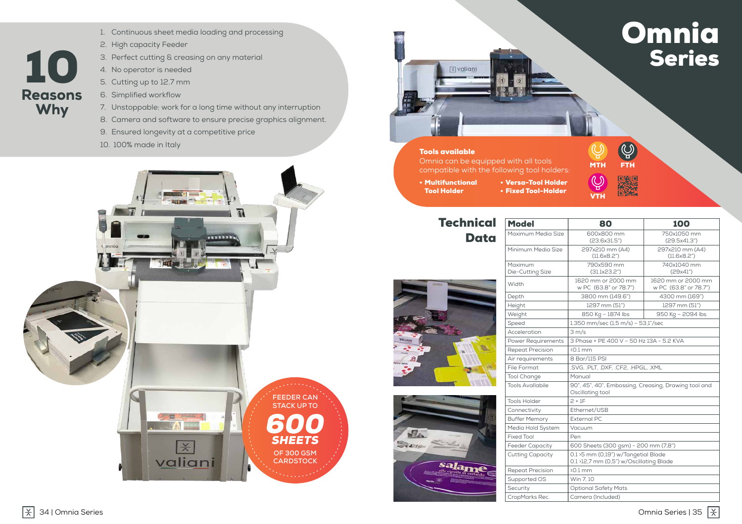# 10 Reasons Why

1. Continuous sheet media loading and processing
2. High capacity Feeder
3. Perfect cutting & creasing on any material
4. No operator is needed
5. Cutting up to 12.7 mm
6. Simplified workflow
7. Unstoppable: work for a long time without any interruption
8. Camera and software to ensure precise graphics alignment.
9. Ensured longevity at a competitive price
10. 100% made in Italy

FEEDER CAN STACK UP TO **600 SHEETS** OF 300 GSM CARDSTOCK

# Omnia Series

**Tools available**

Omnia can be equipped with all tools compatible with the following tool holders:

- **Multifunctional Tool Holder**
- **Versa-Tool Holder**
- **Fixed Tool-Holder**

MTH FTH VTH

## Technical Data

| Model | 80 | 100 |
|---|---|---|
| Maximum Media Size | 600x800 mm (23.6x31.5") | 750x1050 mm (29.5x41.3") |
| Minimum Media Size | 297x210 mm (A4) (11.6x8.2") | 297x210 mm (A4) (11.6x8.2") |
| Maximum Die-Cutting Size | 790x590 mm (31.1x23.2") | 740x1040 mm (29x41") |
| Width | 1620 mm or 2000 mm w PC (63.8" or 78.7") | 1620 mm or 2000 mm w PC (63.8" or 78.7") |
| Depth | 3800 mm (149.6") | 4300 mm (169") |
| Height | 1297 mm (51") | 1297 mm (51") |
| Weight | 850 Kg – 1874 lbs | 950 Kg – 2094 lbs |
| Speed | 1.350 mm/sec (1,5 m/s) – 53,1"/sec | |
| Acceleration | 3 m/s | |
| Power Requirements | 3 Phase + PE 400 V – 50 Hz 13A - 5.2 KVA | |
| Repeat Precision | ≤0.1 mm | |
| Air requirements | 8 Bar/115 PSI | |
| File Format | .SVG, .PLT, .DXF, .CF2, .HPGL, .XML | |
| Tool Change | Manual | |
| Tools Avallabile | 90°, 45°, 40°, Embossing, Creasing, Drawing tool and Oscillating tool | |
| Tools Holder | 2 + 1F | |
| Connectivity | Ethernet/USB | |
| Buffer Memory | External PC | |
| Media Hold System | Vacuum | |
| Fixed Tool | Pen | |
| Feeder Capacity | 600 Sheets (300 gsm) - 200 mm (7,8") | |
| Cutting Capacity | 0.1 >5 mm (0,19") w/Tangetial Blade<br>0.1 >12,7 mm (0,5") w/Oscillating Blade | |
| Repeat Precision | ≤0.1 mm | |
| Supported OS | Win 7, 10 | |
| Security | Optional Safety Mats | |
| CropMarks Rec. | Camera (Included) | |